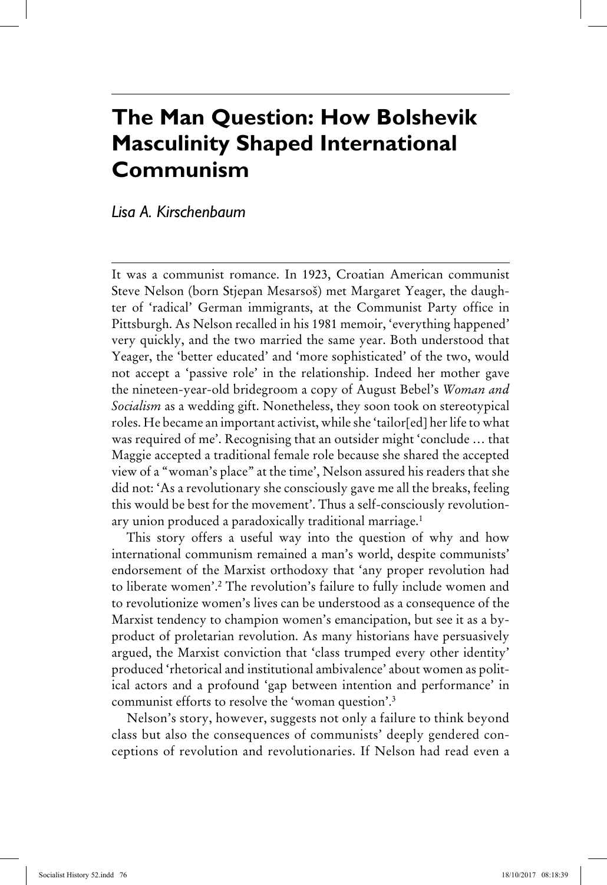# The Man Question: How Bolshevik Masculinity Shaped International Communism

*Lisa A. Kirschenbaum*

It was a communist romance. In 1923, Croatian American communist Steve Nelson (born Stjepan Mesarsoš) met Margaret Yeager, the daughter of 'radical' German immigrants, at the Communist Party office in Pittsburgh. As Nelson recalled in his 1981 memoir, 'everything happened' very quickly, and the two married the same year. Both understood that Yeager, the 'better educated' and 'more sophisticated' of the two, would not accept a 'passive role' in the relationship. Indeed her mother gave the nineteen-year-old bridegroom a copy of August Bebel's *Woman and Socialism* as a wedding gift. Nonetheless, they soon took on stereotypical roles. He became an important activist, while she 'tailor[ed] her life to what was required of me'. Recognising that an outsider might 'conclude … that Maggie accepted a traditional female role because she shared the accepted view of a "woman's place" at the time', Nelson assured his readers that she did not: 'As a revolutionary she consciously gave me all the breaks, feeling this would be best for the movement'. Thus a self-consciously revolutionary union produced a paradoxically traditional marriage.[1]

This story offers a useful way into the question of why and how international communism remained a man's world, despite communists' endorsement of the Marxist orthodoxy that 'any proper revolution had to liberate women'.[2] The revolution's failure to fully include women and to revolutionize women's lives can be understood as a consequence of the Marxist tendency to champion women's emancipation, but see it as a by-product of proletarian revolution. As many historians have persuasively argued, the Marxist conviction that 'class trumped every other identity' produced 'rhetorical and institutional ambivalence' about women as political actors and a profound 'gap between intention and performance' in communist efforts to resolve the 'woman question'.[3]

Nelson's story, however, suggests not only a failure to think beyond class but also the consequences of communists' deeply gendered conceptions of revolution and revolutionaries. If Nelson had read even a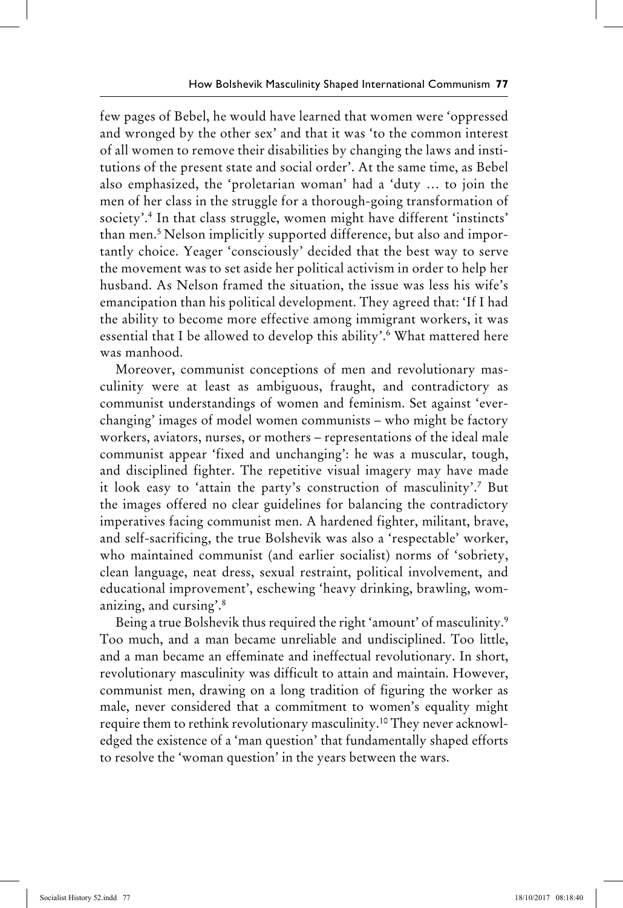few pages of Bebel, he would have learned that women were 'oppressed and wronged by the other sex' and that it was 'to the common interest of all women to remove their disabilities by changing the laws and institutions of the present state and social order'. At the same time, as Bebel also emphasized, the 'proletarian woman' had a 'duty … to join the men of her class in the struggle for a thorough-going transformation of society'.[4] In that class struggle, women might have different 'instincts' than men.[5] Nelson implicitly supported difference, but also and importantly choice. Yeager 'consciously' decided that the best way to serve the movement was to set aside her political activism in order to help her husband. As Nelson framed the situation, the issue was less his wife's emancipation than his political development. They agreed that: 'If I had the ability to become more effective among immigrant workers, it was essential that I be allowed to develop this ability'.[6] What mattered here was manhood.

Moreover, communist conceptions of men and revolutionary masculinity were at least as ambiguous, fraught, and contradictory as communist understandings of women and feminism. Set against 'ever-changing' images of model women communists – who might be factory workers, aviators, nurses, or mothers – representations of the ideal male communist appear 'fixed and unchanging': he was a muscular, tough, and disciplined fighter. The repetitive visual imagery may have made it look easy to 'attain the party's construction of masculinity'.[7] But the images offered no clear guidelines for balancing the contradictory imperatives facing communist men. A hardened fighter, militant, brave, and self-sacrificing, the true Bolshevik was also a 'respectable' worker, who maintained communist (and earlier socialist) norms of 'sobriety, clean language, neat dress, sexual restraint, political involvement, and educational improvement', eschewing 'heavy drinking, brawling, womanizing, and cursing'.[8]

Being a true Bolshevik thus required the right 'amount' of masculinity.[9] Too much, and a man became unreliable and undisciplined. Too little, and a man became an effeminate and ineffectual revolutionary. In short, revolutionary masculinity was difficult to attain and maintain. However, communist men, drawing on a long tradition of figuring the worker as male, never considered that a commitment to women's equality might require them to rethink revolutionary masculinity.[10] They never acknowledged the existence of a 'man question' that fundamentally shaped efforts to resolve the 'woman question' in the years between the wars.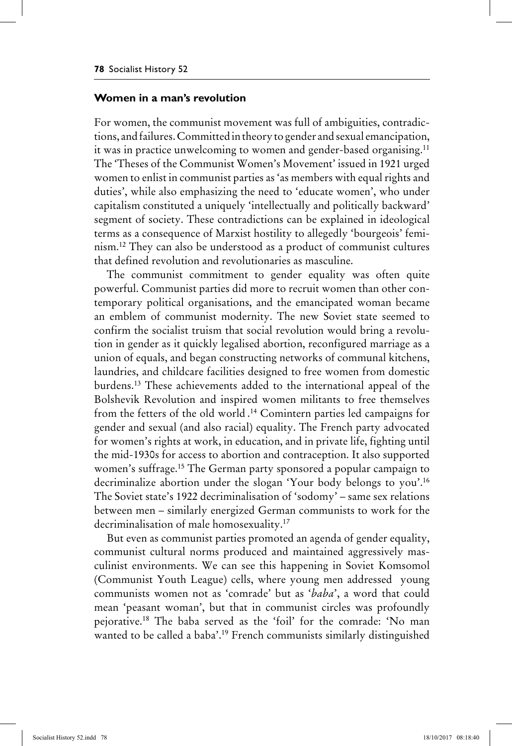## Women in a man's revolution

For women, the communist movement was full of ambiguities, contradictions, and failures. Committed in theory to gender and sexual emancipation, it was in practice unwelcoming to women and gender-based organising.[11] The 'Theses of the Communist Women's Movement' issued in 1921 urged women to enlist in communist parties as 'as members with equal rights and duties', while also emphasizing the need to 'educate women', who under capitalism constituted a uniquely 'intellectually and politically backward' segment of society. These contradictions can be explained in ideological terms as a consequence of Marxist hostility to allegedly 'bourgeois' feminism.[12] They can also be understood as a product of communist cultures that defined revolution and revolutionaries as masculine.

The communist commitment to gender equality was often quite powerful. Communist parties did more to recruit women than other contemporary political organisations, and the emancipated woman became an emblem of communist modernity. The new Soviet state seemed to confirm the socialist truism that social revolution would bring a revolution in gender as it quickly legalised abortion, reconfigured marriage as a union of equals, and began constructing networks of communal kitchens, laundries, and childcare facilities designed to free women from domestic burdens.[13] These achievements added to the international appeal of the Bolshevik Revolution and inspired women militants to free themselves from the fetters of the old world .[14] Comintern parties led campaigns for gender and sexual (and also racial) equality. The French party advocated for women's rights at work, in education, and in private life, fighting until the mid-1930s for access to abortion and contraception. It also supported women's suffrage.[15] The German party sponsored a popular campaign to decriminalize abortion under the slogan 'Your body belongs to you'.[16] The Soviet state's 1922 decriminalisation of 'sodomy' – same sex relations between men – similarly energized German communists to work for the decriminalisation of male homosexuality.[17]

But even as communist parties promoted an agenda of gender equality, communist cultural norms produced and maintained aggressively masculinist environments. We can see this happening in Soviet Komsomol (Communist Youth League) cells, where young men addressed young communists women not as 'comrade' but as '*baba*', a word that could mean 'peasant woman', but that in communist circles was profoundly pejorative.[18] The baba served as the 'foil' for the comrade: 'No man wanted to be called a baba'.[19] French communists similarly distinguished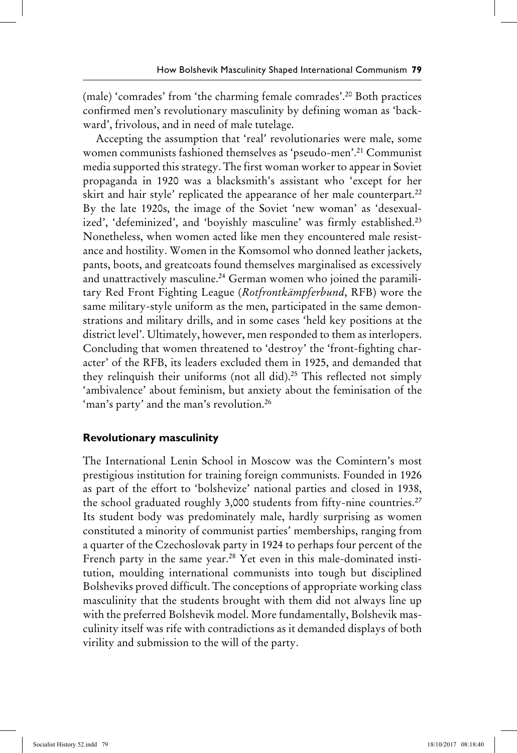(male) 'comrades' from 'the charming female comrades'.[20] Both practices confirmed men's revolutionary masculinity by defining woman as 'backward', frivolous, and in need of male tutelage.

Accepting the assumption that 'real' revolutionaries were male, some women communists fashioned themselves as 'pseudo-men'.[21] Communist media supported this strategy. The first woman worker to appear in Soviet propaganda in 1920 was a blacksmith's assistant who 'except for her skirt and hair style' replicated the appearance of her male counterpart.[22] By the late 1920s, the image of the Soviet 'new woman' as 'desexualized', 'defeminized', and 'boyishly masculine' was firmly established.[23] Nonetheless, when women acted like men they encountered male resistance and hostility. Women in the Komsomol who donned leather jackets, pants, boots, and greatcoats found themselves marginalised as excessively and unattractively masculine.[24] German women who joined the paramilitary Red Front Fighting League (*Rotfrontkämpferbund*, RFB) wore the same military-style uniform as the men, participated in the same demonstrations and military drills, and in some cases 'held key positions at the district level'. Ultimately, however, men responded to them as interlopers. Concluding that women threatened to 'destroy' the 'front-fighting character' of the RFB, its leaders excluded them in 1925, and demanded that they relinquish their uniforms (not all did).[25] This reflected not simply 'ambivalence' about feminism, but anxiety about the feminisation of the 'man's party' and the man's revolution.[26]

## Revolutionary masculinity

The International Lenin School in Moscow was the Comintern's most prestigious institution for training foreign communists. Founded in 1926 as part of the effort to 'bolshevize' national parties and closed in 1938, the school graduated roughly 3,000 students from fifty-nine countries.[27] Its student body was predominately male, hardly surprising as women constituted a minority of communist parties' memberships, ranging from a quarter of the Czechoslovak party in 1924 to perhaps four percent of the French party in the same year.[28] Yet even in this male-dominated institution, moulding international communists into tough but disciplined Bolsheviks proved difficult. The conceptions of appropriate working class masculinity that the students brought with them did not always line up with the preferred Bolshevik model. More fundamentally, Bolshevik masculinity itself was rife with contradictions as it demanded displays of both virility and submission to the will of the party.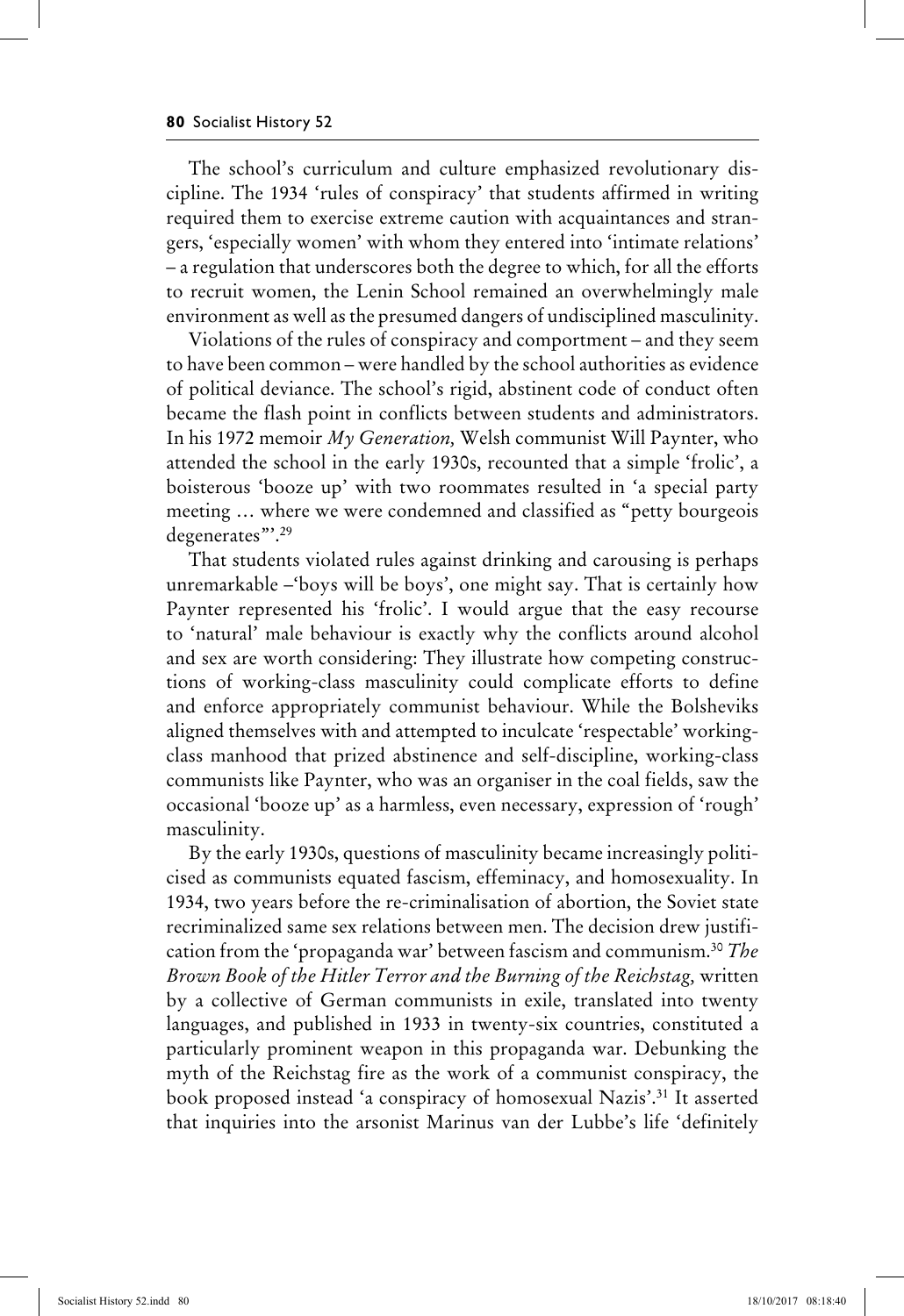The school's curriculum and culture emphasized revolutionary discipline. The 1934 'rules of conspiracy' that students affirmed in writing required them to exercise extreme caution with acquaintances and strangers, 'especially women' with whom they entered into 'intimate relations' – a regulation that underscores both the degree to which, for all the efforts to recruit women, the Lenin School remained an overwhelmingly male environment as well as the presumed dangers of undisciplined masculinity.

Violations of the rules of conspiracy and comportment – and they seem to have been common – were handled by the school authorities as evidence of political deviance. The school's rigid, abstinent code of conduct often became the flash point in conflicts between students and administrators. In his 1972 memoir *My Generation,* Welsh communist Will Paynter, who attended the school in the early 1930s, recounted that a simple 'frolic', a boisterous 'booze up' with two roommates resulted in 'a special party meeting … where we were condemned and classified as "petty bourgeois degenerates"'.[29]

That students violated rules against drinking and carousing is perhaps unremarkable –'boys will be boys', one might say. That is certainly how Paynter represented his 'frolic'. I would argue that the easy recourse to 'natural' male behaviour is exactly why the conflicts around alcohol and sex are worth considering: They illustrate how competing constructions of working-class masculinity could complicate efforts to define and enforce appropriately communist behaviour. While the Bolsheviks aligned themselves with and attempted to inculcate 'respectable' working-class manhood that prized abstinence and self-discipline, working-class communists like Paynter, who was an organiser in the coal fields, saw the occasional 'booze up' as a harmless, even necessary, expression of 'rough' masculinity.

By the early 1930s, questions of masculinity became increasingly politicised as communists equated fascism, effeminacy, and homosexuality. In 1934, two years before the re-criminalisation of abortion, the Soviet state recriminalized same sex relations between men. The decision drew justification from the 'propaganda war' between fascism and communism.[30] *The Brown Book of the Hitler Terror and the Burning of the Reichstag,* written by a collective of German communists in exile, translated into twenty languages, and published in 1933 in twenty-six countries, constituted a particularly prominent weapon in this propaganda war. Debunking the myth of the Reichstag fire as the work of a communist conspiracy, the book proposed instead 'a conspiracy of homosexual Nazis'.[31] It asserted that inquiries into the arsonist Marinus van der Lubbe's life 'definitely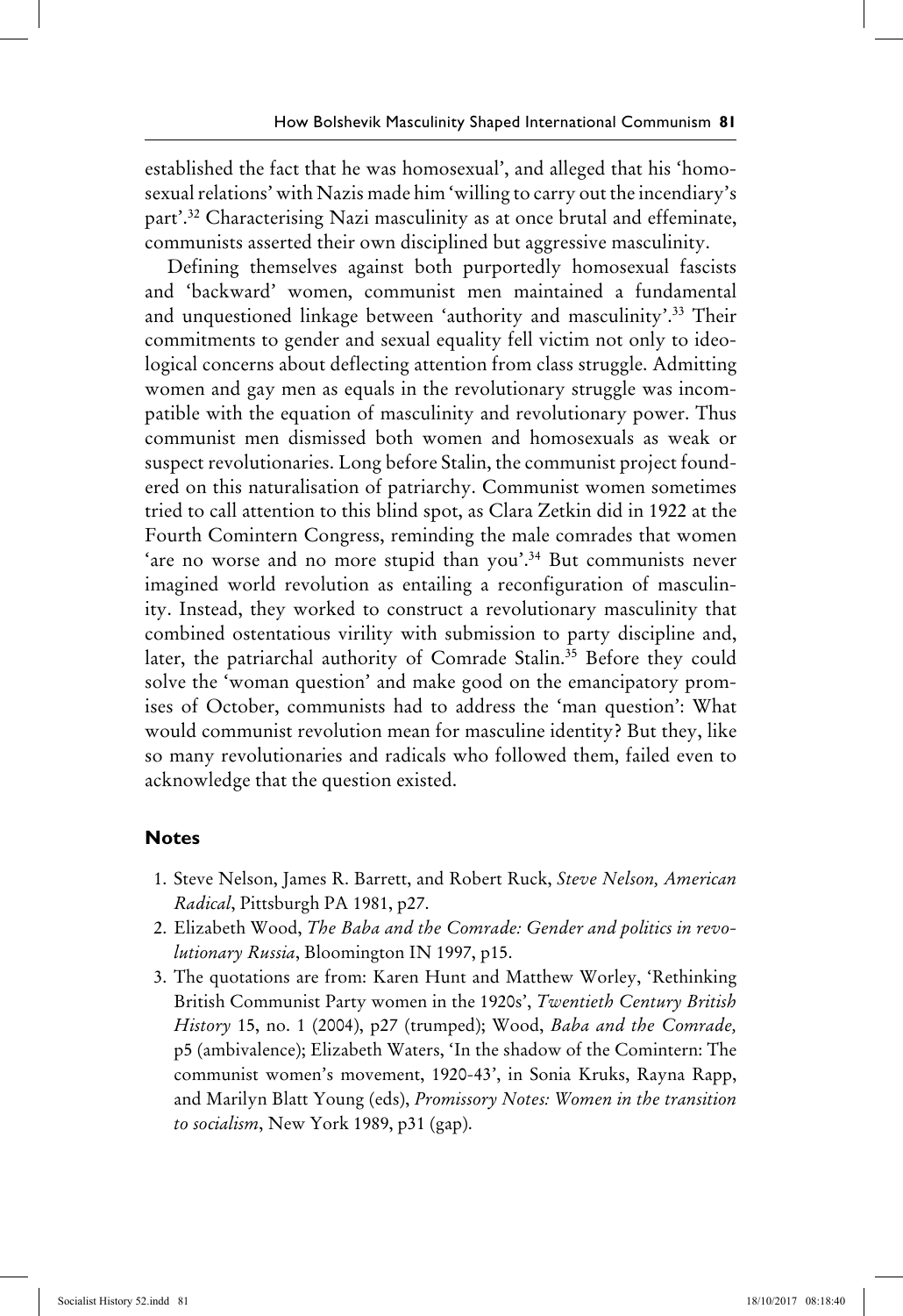established the fact that he was homosexual', and alleged that his 'homosexual relations' with Nazis made him 'willing to carry out the incendiary's part'.[32] Characterising Nazi masculinity as at once brutal and effeminate, communists asserted their own disciplined but aggressive masculinity.

Defining themselves against both purportedly homosexual fascists and 'backward' women, communist men maintained a fundamental and unquestioned linkage between 'authority and masculinity'.[33] Their commitments to gender and sexual equality fell victim not only to ideological concerns about deflecting attention from class struggle. Admitting women and gay men as equals in the revolutionary struggle was incompatible with the equation of masculinity and revolutionary power. Thus communist men dismissed both women and homosexuals as weak or suspect revolutionaries. Long before Stalin, the communist project foundered on this naturalisation of patriarchy. Communist women sometimes tried to call attention to this blind spot, as Clara Zetkin did in 1922 at the Fourth Comintern Congress, reminding the male comrades that women 'are no worse and no more stupid than you'.[34] But communists never imagined world revolution as entailing a reconfiguration of masculinity. Instead, they worked to construct a revolutionary masculinity that combined ostentatious virility with submission to party discipline and, later, the patriarchal authority of Comrade Stalin.[35] Before they could solve the 'woman question' and make good on the emancipatory promises of October, communists had to address the 'man question': What would communist revolution mean for masculine identity? But they, like so many revolutionaries and radicals who followed them, failed even to acknowledge that the question existed.

## Notes

1. Steve Nelson, James R. Barrett, and Robert Ruck, *Steve Nelson, American Radical*, Pittsburgh PA 1981, p27.
2. Elizabeth Wood, *The Baba and the Comrade: Gender and politics in revolutionary Russia*, Bloomington IN 1997, p15.
3. The quotations are from: Karen Hunt and Matthew Worley, 'Rethinking British Communist Party women in the 1920s', *Twentieth Century British History* 15, no. 1 (2004), p27 (trumped); Wood, *Baba and the Comrade,* p5 (ambivalence); Elizabeth Waters, 'In the shadow of the Comintern: The communist women's movement, 1920-43', in Sonia Kruks, Rayna Rapp, and Marilyn Blatt Young (eds), *Promissory Notes: Women in the transition to socialism*, New York 1989, p31 (gap).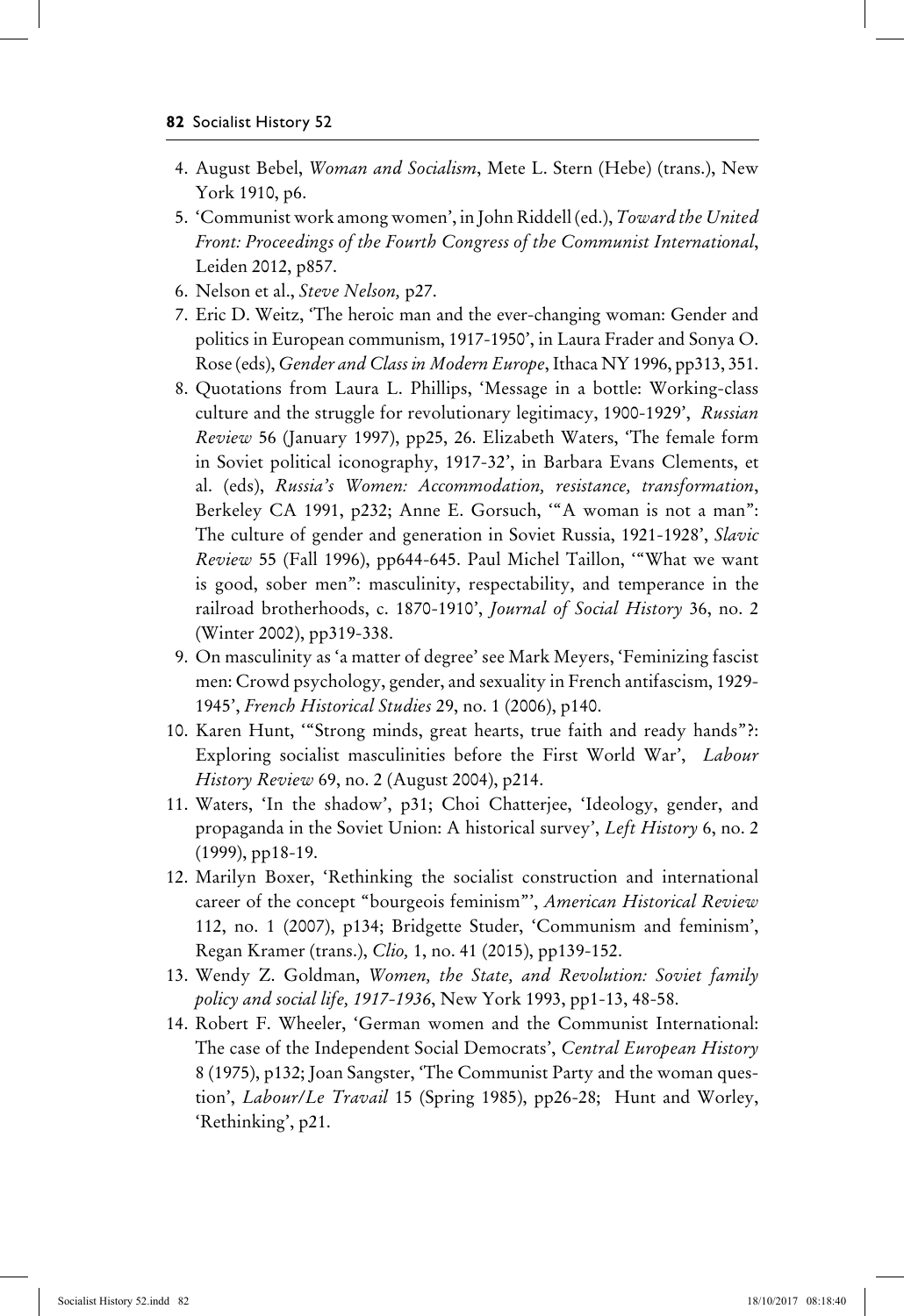4. August Bebel, *Woman and Socialism*, Mete L. Stern (Hebe) (trans.), New York 1910, p6.
5. 'Communist work among women', in John Riddell (ed.), *Toward the United Front: Proceedings of the Fourth Congress of the Communist International*, Leiden 2012, p857.
6. Nelson et al., *Steve Nelson,* p27.
7. Eric D. Weitz, 'The heroic man and the ever-changing woman: Gender and politics in European communism, 1917-1950', in Laura Frader and Sonya O. Rose (eds), *Gender and Class in Modern Europe*, Ithaca NY 1996, pp313, 351.
8. Quotations from Laura L. Phillips, 'Message in a bottle: Working-class culture and the struggle for revolutionary legitimacy, 1900-1929', *Russian Review* 56 (January 1997), pp25, 26. Elizabeth Waters, 'The female form in Soviet political iconography, 1917-32', in Barbara Evans Clements, et al. (eds), *Russia's Women: Accommodation, resistance, transformation*, Berkeley CA 1991, p232; Anne E. Gorsuch, '"A woman is not a man": The culture of gender and generation in Soviet Russia, 1921-1928', *Slavic Review* 55 (Fall 1996), pp644-645. Paul Michel Taillon, '"What we want is good, sober men": masculinity, respectability, and temperance in the railroad brotherhoods, c. 1870-1910', *Journal of Social History* 36, no. 2 (Winter 2002), pp319-338.
9. On masculinity as 'a matter of degree' see Mark Meyers, 'Feminizing fascist men: Crowd psychology, gender, and sexuality in French antifascism, 1929-1945', *French Historical Studies* 29, no. 1 (2006), p140.
10. Karen Hunt, '"Strong minds, great hearts, true faith and ready hands"?: Exploring socialist masculinities before the First World War', *Labour History Review* 69, no. 2 (August 2004), p214.
11. Waters, 'In the shadow', p31; Choi Chatterjee, 'Ideology, gender, and propaganda in the Soviet Union: A historical survey', *Left History* 6, no. 2 (1999), pp18-19.
12. Marilyn Boxer, 'Rethinking the socialist construction and international career of the concept "bourgeois feminism"', *American Historical Review* 112, no. 1 (2007), p134; Bridgette Studer, 'Communism and feminism', Regan Kramer (trans.), *Clio,* 1, no. 41 (2015), pp139-152.
13. Wendy Z. Goldman, *Women, the State, and Revolution: Soviet family policy and social life, 1917-1936*, New York 1993, pp1-13, 48-58.
14. Robert F. Wheeler, 'German women and the Communist International: The case of the Independent Social Democrats', *Central European History* 8 (1975), p132; Joan Sangster, 'The Communist Party and the woman question', *Labour/Le Travail* 15 (Spring 1985), pp26-28; Hunt and Worley, 'Rethinking', p21.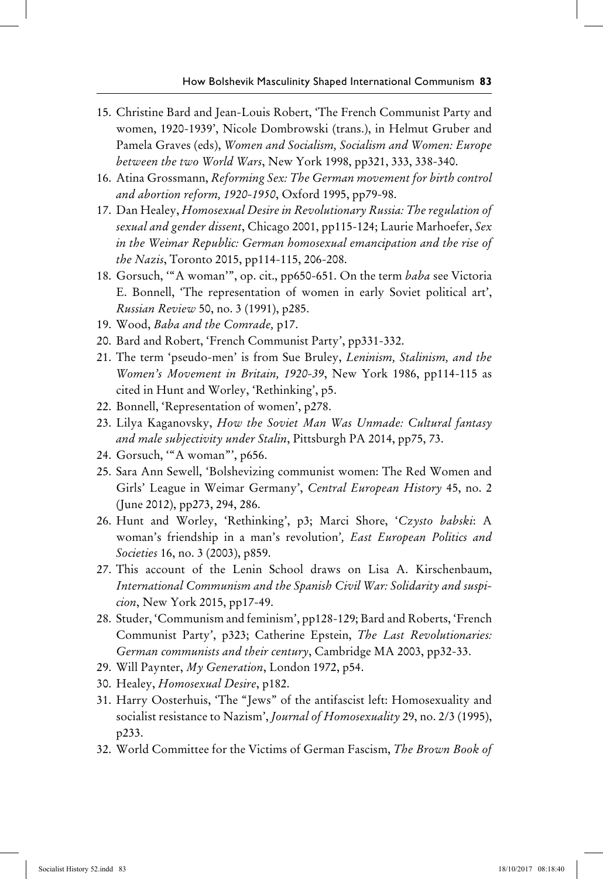15. Christine Bard and Jean-Louis Robert, 'The French Communist Party and women, 1920-1939', Nicole Dombrowski (trans.), in Helmut Gruber and Pamela Graves (eds), *Women and Socialism, Socialism and Women: Europe between the two World Wars*, New York 1998, pp321, 333, 338-340.
16. Atina Grossmann, *Reforming Sex: The German movement for birth control and abortion reform, 1920-1950*, Oxford 1995, pp79-98.
17. Dan Healey, *Homosexual Desire in Revolutionary Russia: The regulation of sexual and gender dissent*, Chicago 2001, pp115-124; Laurie Marhoefer, *Sex in the Weimar Republic: German homosexual emancipation and the rise of the Nazis*, Toronto 2015, pp114-115, 206-208.
18. Gorsuch, '"A woman"', op. cit., pp650-651. On the term *baba* see Victoria E. Bonnell, 'The representation of women in early Soviet political art', *Russian Review* 50, no. 3 (1991), p285.
19. Wood, *Baba and the Comrade,* p17.
20. Bard and Robert, 'French Communist Party', pp331-332.
21. The term 'pseudo-men' is from Sue Bruley, *Leninism, Stalinism, and the Women's Movement in Britain, 1920-39*, New York 1986, pp114-115 as cited in Hunt and Worley, 'Rethinking', p5.
22. Bonnell, 'Representation of women', p278.
23. Lilya Kaganovsky, *How the Soviet Man Was Unmade: Cultural fantasy and male subjectivity under Stalin*, Pittsburgh PA 2014, pp75, 73.
24. Gorsuch, '"A woman"', p656.
25. Sara Ann Sewell, 'Bolshevizing communist women: The Red Women and Girls' League in Weimar Germany', *Central European History* 45, no. 2 (June 2012), pp273, 294, 286.
26. Hunt and Worley, 'Rethinking', p3; Marci Shore, '*Czysto babski*: A woman's friendship in a man's revolution'*, East European Politics and Societies* 16, no. 3 (2003), p859.
27. This account of the Lenin School draws on Lisa A. Kirschenbaum, *International Communism and the Spanish Civil War: Solidarity and suspicion*, New York 2015, pp17-49.
28. Studer, 'Communism and feminism', pp128-129; Bard and Roberts, 'French Communist Party', p323; Catherine Epstein, *The Last Revolutionaries: German communists and their century*, Cambridge MA 2003, pp32-33.
29. Will Paynter, *My Generation*, London 1972, p54.
30. Healey, *Homosexual Desire*, p182.
31. Harry Oosterhuis, 'The "Jews" of the antifascist left: Homosexuality and socialist resistance to Nazism', *Journal of Homosexuality* 29, no. 2/3 (1995), p233.
32. World Committee for the Victims of German Fascism, *The Brown Book of*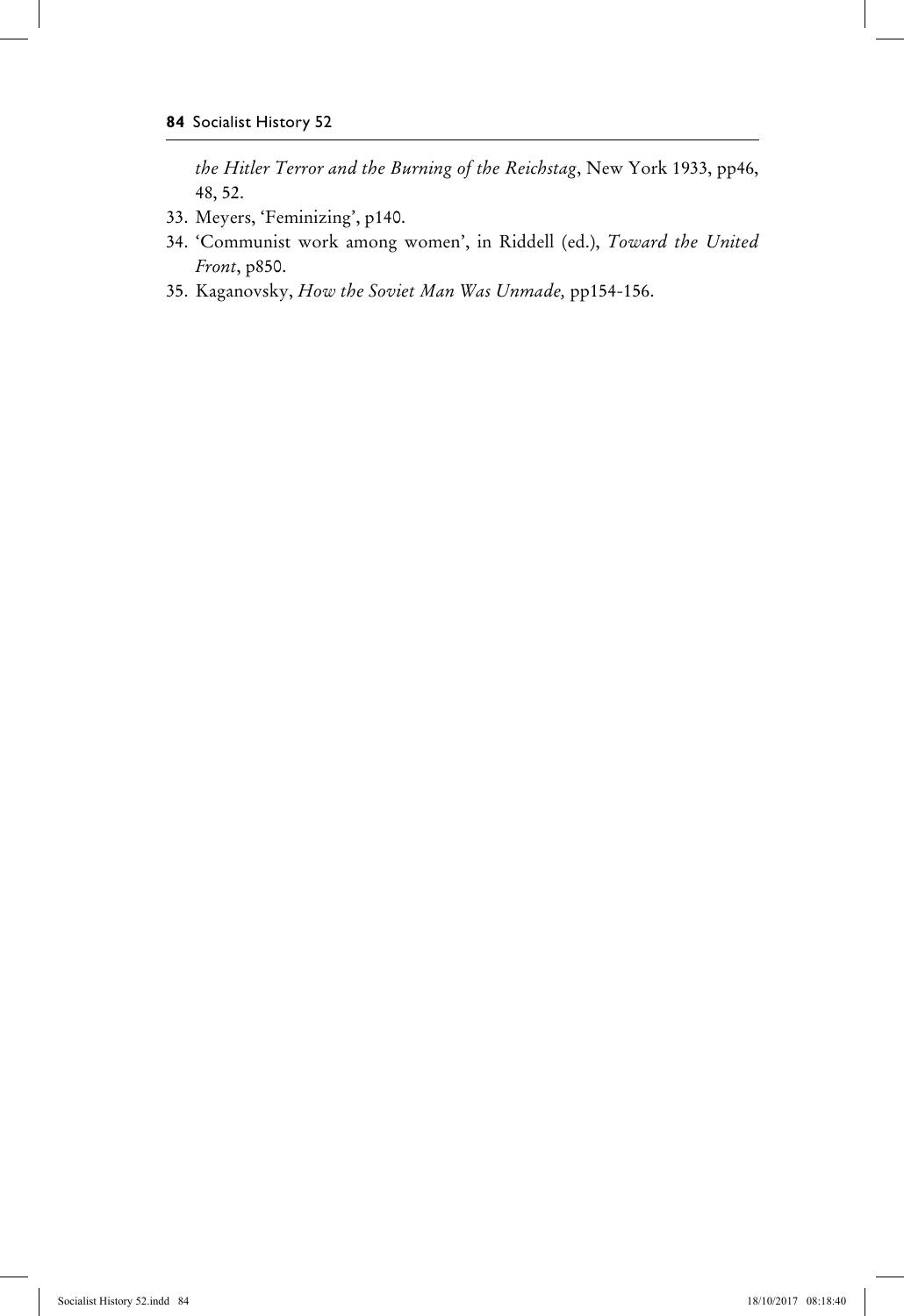*the Hitler Terror and the Burning of the Reichstag*, New York 1933, pp46, 48, 52.

33. Meyers, 'Feminizing', p140.
34. 'Communist work among women', in Riddell (ed.), *Toward the United Front*, p850.
35. Kaganovsky, *How the Soviet Man Was Unmade,* pp154-156.